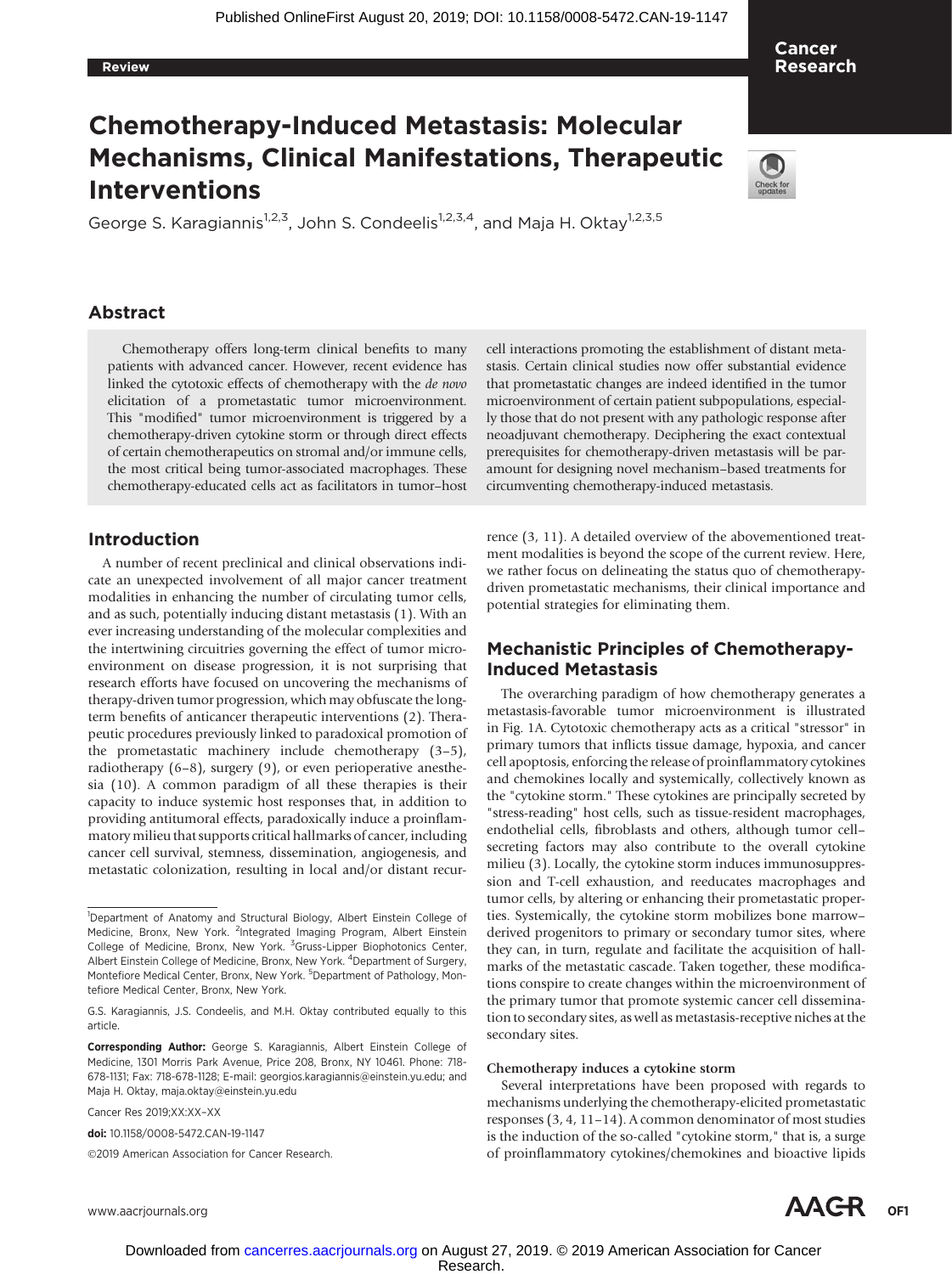# Chemotherapy-Induced Metastasis: Molecular Mechanisms, Clinical Manifestations, Therapeutic Interventions

George S. Karagiannis[1,2,3], John S. Condeelis[1,2,3,4], and Maja H. Oktay[1,2,3,5]

## Abstract

Chemotherapy offers long-term clinical benefits to many patients with advanced cancer. However, recent evidence has linked the cytotoxic effects of chemotherapy with the *de novo* elicitation of a prometastatic tumor microenvironment. This "modified" tumor microenvironment is triggered by a chemotherapy-driven cytokine storm or through direct effects of certain chemotherapeutics on stromal and/or immune cells, the most critical being tumor-associated macrophages. These chemotherapy-educated cells act as facilitators in tumor–host cell interactions promoting the establishment of distant metastasis. Certain clinical studies now offer substantial evidence that prometastatic changes are indeed identified in the tumor microenvironment of certain patient subpopulations, especially those that do not present with any pathologic response after neoadjuvant chemotherapy. Deciphering the exact contextual prerequisites for chemotherapy-driven metastasis will be paramount for designing novel mechanism–based treatments for circumventing chemotherapy-induced metastasis.

## Introduction

A number of recent preclinical and clinical observations indicate an unexpected involvement of all major cancer treatment modalities in enhancing the number of circulating tumor cells, and as such, potentially inducing distant metastasis (1). With an ever increasing understanding of the molecular complexities and the intertwining circuitries governing the effect of tumor microenvironment on disease progression, it is not surprising that research efforts have focused on uncovering the mechanisms of therapy-driven tumor progression, which may obfuscate the long-term benefits of anticancer therapeutic interventions (2). Therapeutic procedures previously linked to paradoxical promotion of the prometastatic machinery include chemotherapy (3–5), radiotherapy (6–8), surgery (9), or even perioperative anesthesia (10). A common paradigm of all these therapies is their capacity to induce systemic host responses that, in addition to providing antitumoral effects, paradoxically induce a proinflammatory milieu that supports critical hallmarks of cancer, including cancer cell survival, stemness, dissemination, angiogenesis, and metastatic colonization, resulting in local and/or distant recurrence (3, 11). A detailed overview of the abovementioned treatment modalities is beyond the scope of the current review. Here, we rather focus on delineating the status quo of chemotherapy-driven prometastatic mechanisms, their clinical importance and potential strategies for eliminating them.

## Mechanistic Principles of Chemotherapy-Induced Metastasis

The overarching paradigm of how chemotherapy generates a metastasis-favorable tumor microenvironment is illustrated in Fig. 1A. Cytotoxic chemotherapy acts as a critical "stressor" in primary tumors that inflicts tissue damage, hypoxia, and cancer cell apoptosis, enforcing the release of proinflammatory cytokines and chemokines locally and systemically, collectively known as the "cytokine storm." These cytokines are principally secreted by "stress-reading" host cells, such as tissue-resident macrophages, endothelial cells, fibroblasts and others, although tumor cell–secreting factors may also contribute to the overall cytokine milieu (3). Locally, the cytokine storm induces immunosuppression and T-cell exhaustion, and reeducates macrophages and tumor cells, by altering or enhancing their prometastatic properties. Systemically, the cytokine storm mobilizes bone marrow–derived progenitors to primary or secondary tumor sites, where they can, in turn, regulate and facilitate the acquisition of hallmarks of the metastatic cascade. Taken together, these modifications conspire to create changes within the microenvironment of the primary tumor that promote systemic cancer cell dissemination to secondary sites, as well as metastasis-receptive niches at the secondary sites.

### Chemotherapy induces a cytokine storm

Several interpretations have been proposed with regards to mechanisms underlying the chemotherapy-elicited prometastatic responses (3, 4, 11–14). A common denominator of most studies is the induction of the so-called "cytokine storm," that is, a surge of proinflammatory cytokines/chemokines and bioactive lipids

---

[1]Department of Anatomy and Structural Biology, Albert Einstein College of Medicine, Bronx, New York. [2]Integrated Imaging Program, Albert Einstein College of Medicine, Bronx, New York. [3]Gruss-Lipper Biophotonics Center, Albert Einstein College of Medicine, Bronx, New York. [4]Department of Surgery, Montefiore Medical Center, Bronx, New York. [5]Department of Pathology, Montefiore Medical Center, Bronx, New York.

G.S. Karagiannis, J.S. Condeelis, and M.H. Oktay contributed equally to this article.

**Corresponding Author:** George S. Karagiannis, Albert Einstein College of Medicine, 1301 Morris Park Avenue, Price 208, Bronx, NY 10461. Phone: 718-678-1131; Fax: 718-678-1128; E-mail: georgios.karagiannis@einstein.yu.edu; and Maja H. Oktay, maja.oktay@einstein.yu.edu

Cancer Res 2019;XX:XX–XX

**doi:** 10.1158/0008-5472.CAN-19-1147

©2019 American Association for Cancer Research.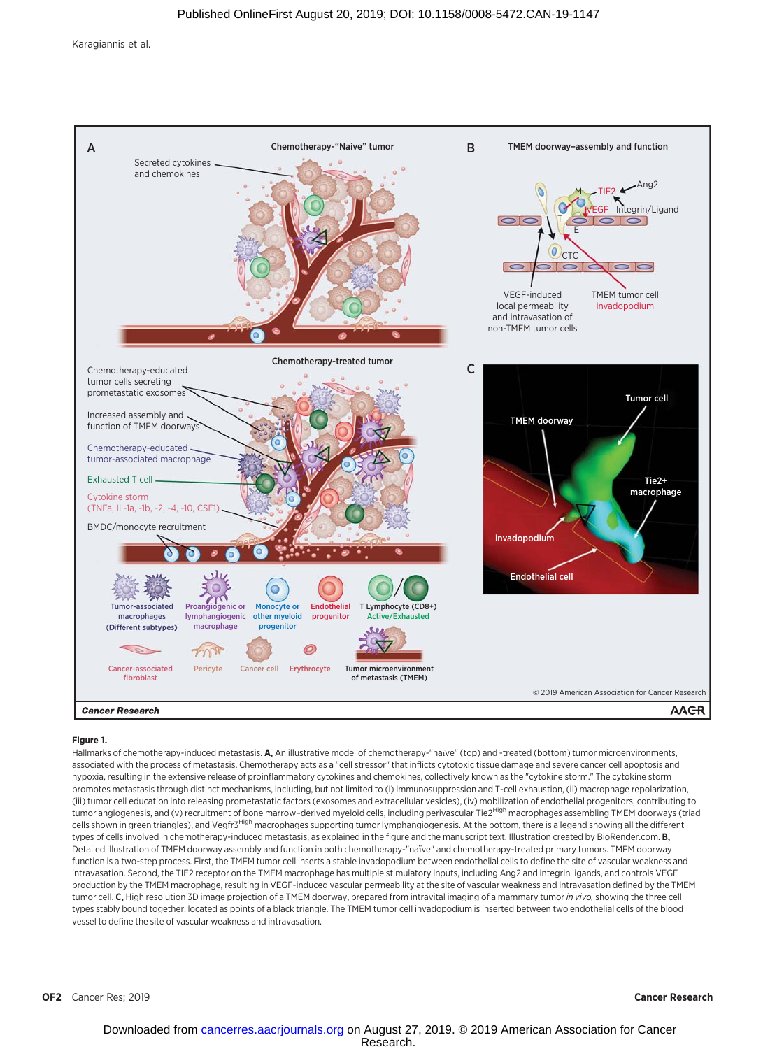**Figure 1.**

Hallmarks of chemotherapy-induced metastasis. **A,** An illustrative model of chemotherapy-"naïve" (top) and -treated (bottom) tumor microenvironments, associated with the process of metastasis. Chemotherapy acts as a "cell stressor" that inflicts cytotoxic tissue damage and severe cancer cell apoptosis and hypoxia, resulting in the extensive release of proinflammatory cytokines and chemokines, collectively known as the "cytokine storm." The cytokine storm promotes metastasis through distinct mechanisms, including, but not limited to (i) immunosuppression and T-cell exhaustion, (ii) macrophage repolarization, (iii) tumor cell education into releasing prometastatic factors (exosomes and extracellular vesicles), (iv) mobilization of endothelial progenitors, contributing to tumor angiogenesis, and (v) recruitment of bone marrow–derived myeloid cells, including perivascular Tie2$^{High}$ macrophages assembling TMEM doorways (triad cells shown in green triangles), and Vegfr3$^{High}$ macrophages supporting tumor lymphangiogenesis. At the bottom, there is a legend showing all the different types of cells involved in chemotherapy-induced metastasis, as explained in the figure and the manuscript text. Illustration created by BioRender.com. **B,** Detailed illustration of TMEM doorway assembly and function in both chemotherapy-"naïve" and chemotherapy-treated primary tumors. TMEM doorway function is a two-step process. First, the TMEM tumor cell inserts a stable invadopodium between endothelial cells to define the site of vascular weakness and intravasation. Second, the TIE2 receptor on the TMEM macrophage has multiple stimulatory inputs, including Ang2 and integrin ligands, and controls VEGF production by the TMEM macrophage, resulting in VEGF-induced vascular permeability at the site of vascular weakness and intravasation defined by the TMEM tumor cell. **C,** High resolution 3D image projection of a TMEM doorway, prepared from intravital imaging of a mammary tumor *in vivo,* showing the three cell types stably bound together, located as points of a black triangle. The TMEM tumor cell invadopodium is inserted between two endothelial cells of the blood vessel to define the site of vascular weakness and intravasation.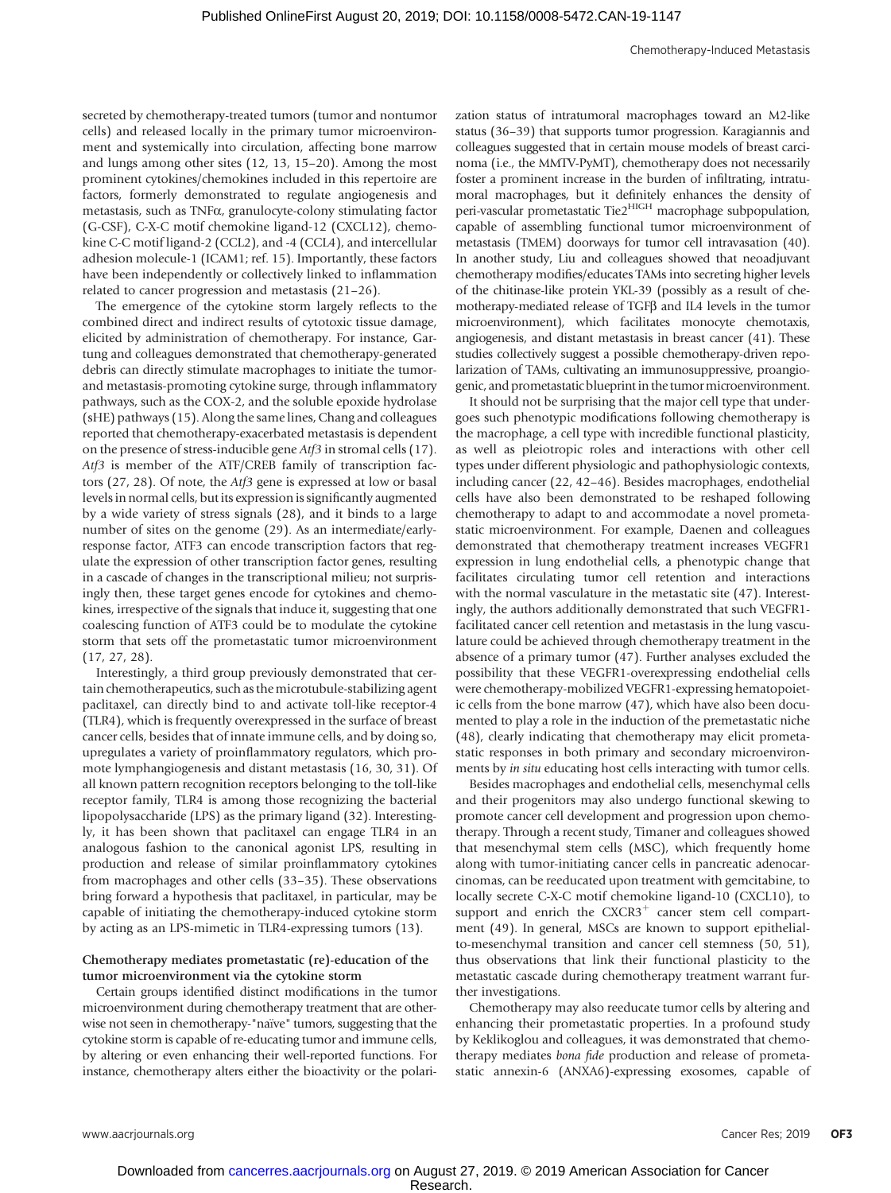secreted by chemotherapy-treated tumors (tumor and nontumor cells) and released locally in the primary tumor microenvironment and systemically into circulation, affecting bone marrow and lungs among other sites (12, 13, 15–20). Among the most prominent cytokines/chemokines included in this repertoire are factors, formerly demonstrated to regulate angiogenesis and metastasis, such as TNFα, granulocyte-colony stimulating factor (G-CSF), C-X-C motif chemokine ligand-12 (CXCL12), chemokine C-C motif ligand-2 (CCL2), and -4 (CCL4), and intercellular adhesion molecule-1 (ICAM1; ref. 15). Importantly, these factors have been independently or collectively linked to inflammation related to cancer progression and metastasis (21–26).

The emergence of the cytokine storm largely reflects to the combined direct and indirect results of cytotoxic tissue damage, elicited by administration of chemotherapy. For instance, Gartung and colleagues demonstrated that chemotherapy-generated debris can directly stimulate macrophages to initiate the tumor- and metastasis-promoting cytokine surge, through inflammatory pathways, such as the COX-2, and the soluble epoxide hydrolase (sHE) pathways (15). Along the same lines, Chang and colleagues reported that chemotherapy-exacerbated metastasis is dependent on the presence of stress-inducible gene *Atf3* in stromal cells (17). *Atf3* is member of the ATF/CREB family of transcription factors (27, 28). Of note, the *Atf3* gene is expressed at low or basal levels in normal cells, but its expression is significantly augmented by a wide variety of stress signals (28), and it binds to a large number of sites on the genome (29). As an intermediate/early-response factor, ATF3 can encode transcription factors that regulate the expression of other transcription factor genes, resulting in a cascade of changes in the transcriptional milieu; not surprisingly then, these target genes encode for cytokines and chemokines, irrespective of the signals that induce it, suggesting that one coalescing function of ATF3 could be to modulate the cytokine storm that sets off the prometastatic tumor microenvironment (17, 27, 28).

Interestingly, a third group previously demonstrated that certain chemotherapeutics, such as the microtubule-stabilizing agent paclitaxel, can directly bind to and activate toll-like receptor-4 (TLR4), which is frequently overexpressed in the surface of breast cancer cells, besides that of innate immune cells, and by doing so, upregulates a variety of proinflammatory regulators, which promote lymphangiogenesis and distant metastasis (16, 30, 31). Of all known pattern recognition receptors belonging to the toll-like receptor family, TLR4 is among those recognizing the bacterial lipopolysaccharide (LPS) as the primary ligand (32). Interestingly, it has been shown that paclitaxel can engage TLR4 in an analogous fashion to the canonical agonist LPS, resulting in production and release of similar proinflammatory cytokines from macrophages and other cells (33–35). These observations bring forward a hypothesis that paclitaxel, in particular, may be capable of initiating the chemotherapy-induced cytokine storm by acting as an LPS-mimetic in TLR4-expressing tumors (13).

### Chemotherapy mediates prometastatic (re)-education of the tumor microenvironment via the cytokine storm

Certain groups identified distinct modifications in the tumor microenvironment during chemotherapy treatment that are otherwise not seen in chemotherapy-"naïve" tumors, suggesting that the cytokine storm is capable of re-educating tumor and immune cells, by altering or even enhancing their well-reported functions. For instance, chemotherapy alters either the bioactivity or the polarization status of intratumoral macrophages toward an M2-like status (36–39) that supports tumor progression. Karagiannis and colleagues suggested that in certain mouse models of breast carcinoma (i.e., the MMTV-PyMT), chemotherapy does not necessarily foster a prominent increase in the burden of infiltrating, intratumoral macrophages, but it definitely enhances the density of peri-vascular prometastatic Tie2[HIGH] macrophage subpopulation, capable of assembling functional tumor microenvironment of metastasis (TMEM) doorways for tumor cell intravasation (40). In another study, Liu and colleagues showed that neoadjuvant chemotherapy modifies/educates TAMs into secreting higher levels of the chitinase-like protein YKL-39 (possibly as a result of chemotherapy-mediated release of TGFβ and IL4 levels in the tumor microenvironment), which facilitates monocyte chemotaxis, angiogenesis, and distant metastasis in breast cancer (41). These studies collectively suggest a possible chemotherapy-driven repolarization of TAMs, cultivating an immunosuppressive, proangiogenic, and prometastatic blueprint in the tumor microenvironment.

It should not be surprising that the major cell type that undergoes such phenotypic modifications following chemotherapy is the macrophage, a cell type with incredible functional plasticity, as well as pleiotropic roles and interactions with other cell types under different physiologic and pathophysiologic contexts, including cancer (22, 42–46). Besides macrophages, endothelial cells have also been demonstrated to be reshaped following chemotherapy to adapt to and accommodate a novel prometastatic microenvironment. For example, Daenen and colleagues demonstrated that chemotherapy treatment increases VEGFR1 expression in lung endothelial cells, a phenotypic change that facilitates circulating tumor cell retention and interactions with the normal vasculature in the metastatic site (47). Interestingly, the authors additionally demonstrated that such VEGFR1-facilitated cancer cell retention and metastasis in the lung vasculature could be achieved through chemotherapy treatment in the absence of a primary tumor (47). Further analyses excluded the possibility that these VEGFR1-overexpressing endothelial cells were chemotherapy-mobilized VEGFR1-expressing hematopoietic cells from the bone marrow (47), which have also been documented to play a role in the induction of the premetastatic niche (48), clearly indicating that chemotherapy may elicit prometastatic responses in both primary and secondary microenvironments by *in situ* educating host cells interacting with tumor cells.

Besides macrophages and endothelial cells, mesenchymal cells and their progenitors may also undergo functional skewing to promote cancer cell development and progression upon chemotherapy. Through a recent study, Timaner and colleagues showed that mesenchymal stem cells (MSC), which frequently home along with tumor-initiating cancer cells in pancreatic adenocarcinomas, can be reeducated upon treatment with gemcitabine, to locally secrete C-X-C motif chemokine ligand-10 (CXCL10), to support and enrich the $CXCR3^{+}$ cancer stem cell compartment (49). In general, MSCs are known to support epithelial-to-mesenchymal transition and cancer cell stemness (50, 51), thus observations that link their functional plasticity to the metastatic cascade during chemotherapy treatment warrant further investigations.

Chemotherapy may also reeducate tumor cells by altering and enhancing their prometastatic properties. In a profound study by Keklikoglou and colleagues, it was demonstrated that chemotherapy mediates *bona fide* production and release of prometastatic annexin-6 (ANXA6)-expressing exosomes, capable of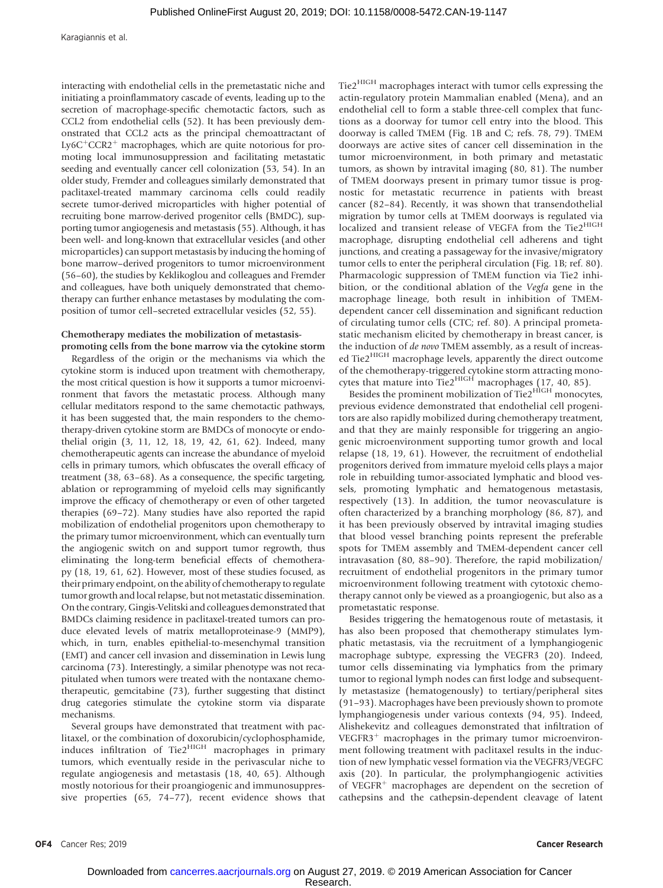interacting with endothelial cells in the premetastatic niche and initiating a proinflammatory cascade of events, leading up to the secretion of macrophage-specific chemotactic factors, such as CCL2 from endothelial cells (52). It has been previously demonstrated that CCL2 acts as the principal chemoattractant of $Ly6C^+CCR2^+$ macrophages, which are quite notorious for promoting local immunosuppression and facilitating metastatic seeding and eventually cancer cell colonization (53, 54). In an older study, Fremder and colleagues similarly demonstrated that paclitaxel-treated mammary carcinoma cells could readily secrete tumor-derived microparticles with higher potential of recruiting bone marrow-derived progenitor cells (BMDC), supporting tumor angiogenesis and metastasis (55). Although, it has been well- and long-known that extracellular vesicles (and other microparticles) can support metastasis by inducing the homing of bone marrow–derived progenitors to tumor microenvironment (56–60), the studies by Keklikoglou and colleagues and Fremder and colleagues, have both uniquely demonstrated that chemotherapy can further enhance metastases by modulating the composition of tumor cell–secreted extracellular vesicles (52, 55).

#### Chemotherapy mediates the mobilization of metastasis-promoting cells from the bone marrow via the cytokine storm

Regardless of the origin or the mechanisms via which the cytokine storm is induced upon treatment with chemotherapy, the most critical question is how it supports a tumor microenvironment that favors the metastatic process. Although many cellular meditators respond to the same chemotactic pathways, it has been suggested that, the main responders to the chemotherapy-driven cytokine storm are BMDCs of monocyte or endothelial origin (3, 11, 12, 18, 19, 42, 61, 62). Indeed, many chemotherapeutic agents can increase the abundance of myeloid cells in primary tumors, which obfuscates the overall efficacy of treatment (38, 63–68). As a consequence, the specific targeting, ablation or reprogramming of myeloid cells may significantly improve the efficacy of chemotherapy or even of other targeted therapies (69–72). Many studies have also reported the rapid mobilization of endothelial progenitors upon chemotherapy to the primary tumor microenvironment, which can eventually turn the angiogenic switch on and support tumor regrowth, thus eliminating the long-term beneficial effects of chemotherapy (18, 19, 61, 62). However, most of these studies focused, as their primary endpoint, on the ability of chemotherapy to regulate tumor growth and local relapse, but not metastatic dissemination. On the contrary, Gingis-Velitski and colleagues demonstrated that BMDCs claiming residence in paclitaxel-treated tumors can produce elevated levels of matrix metalloproteinase-9 (MMP9), which, in turn, enables epithelial-to-mesenchymal transition (EMT) and cancer cell invasion and dissemination in Lewis lung carcinoma (73). Interestingly, a similar phenotype was not recapitulated when tumors were treated with the nontaxane chemotherapeutic, gemcitabine (73), further suggesting that distinct drug categories stimulate the cytokine storm via disparate mechanisms.

Several groups have demonstrated that treatment with paclitaxel, or the combination of doxorubicin/cyclophosphamide, induces infiltration of $Tie2^{HIGH}$ macrophages in primary tumors, which eventually reside in the perivascular niche to regulate angiogenesis and metastasis (18, 40, 65). Although mostly notorious for their proangiogenic and immunosuppressive properties (65, 74–77), recent evidence shows that $Tie2^{HIGH}$ macrophages interact with tumor cells expressing the actin-regulatory protein Mammalian enabled (Mena), and an endothelial cell to form a stable three-cell complex that functions as a doorway for tumor cell entry into the blood. This doorway is called TMEM (Fig. 1B and C; refs. 78, 79). TMEM doorways are active sites of cancer cell dissemination in the tumor microenvironment, in both primary and metastatic tumors, as shown by intravital imaging (80, 81). The number of TMEM doorways present in primary tumor tissue is prognostic for metastatic recurrence in patients with breast cancer (82–84). Recently, it was shown that transendothelial migration by tumor cells at TMEM doorways is regulated via localized and transient release of VEGFA from the $Tie2^{HIGH}$ macrophage, disrupting endothelial cell adherens and tight junctions, and creating a passageway for the invasive/migratory tumor cells to enter the peripheral circulation (Fig. 1B; ref. 80). Pharmacologic suppression of TMEM function via Tie2 inhibition, or the conditional ablation of the *Vegfa* gene in the macrophage lineage, both result in inhibition of TMEM-dependent cancer cell dissemination and significant reduction of circulating tumor cells (CTC; ref. 80). A principal prometastatic mechanism elicited by chemotherapy in breast cancer, is the induction of *de novo* TMEM assembly, as a result of increased $Tie2^{HIGH}$ macrophage levels, apparently the direct outcome of the chemotherapy-triggered cytokine storm attracting monocytes that mature into $Tie2^{HIGH}$ macrophages (17, 40, 85).

Besides the prominent mobilization of $Tie2^{HIGH}$ monocytes, previous evidence demonstrated that endothelial cell progenitors are also rapidly mobilized during chemotherapy treatment, and that they are mainly responsible for triggering an angiogenic microenvironment supporting tumor growth and local relapse (18, 19, 61). However, the recruitment of endothelial progenitors derived from immature myeloid cells plays a major role in rebuilding tumor-associated lymphatic and blood vessels, promoting lymphatic and hematogenous metastasis, respectively (13). In addition, the tumor neovasculature is often characterized by a branching morphology (86, 87), and it has been previously observed by intravital imaging studies that blood vessel branching points represent the preferable spots for TMEM assembly and TMEM-dependent cancer cell intravasation (80, 88–90). Therefore, the rapid mobilization/recruitment of endothelial progenitors in the primary tumor microenvironment following treatment with cytotoxic chemotherapy cannot only be viewed as a proangiogenic, but also as a prometastatic response.

Besides triggering the hematogenous route of metastasis, it has also been proposed that chemotherapy stimulates lymphatic metastasis, via the recruitment of a lymphangiogenic macrophage subtype, expressing the VEGFR3 (20). Indeed, tumor cells disseminating via lymphatics from the primary tumor to regional lymph nodes can first lodge and subsequently metastasize (hematogenously) to tertiary/peripheral sites (91–93). Macrophages have been previously shown to promote lymphangiogenesis under various contexts (94, 95). Indeed, Alishekevitz and colleagues demonstrated that infiltration of $VEGFR3^+$ macrophages in the primary tumor microenvironment following treatment with paclitaxel results in the induction of new lymphatic vessel formation via the VEGFR3/VEGFC axis (20). In particular, the prolymphangiogenic activities of $VEGFR^+$ macrophages are dependent on the secretion of cathepsins and the cathepsin-dependent cleavage of latent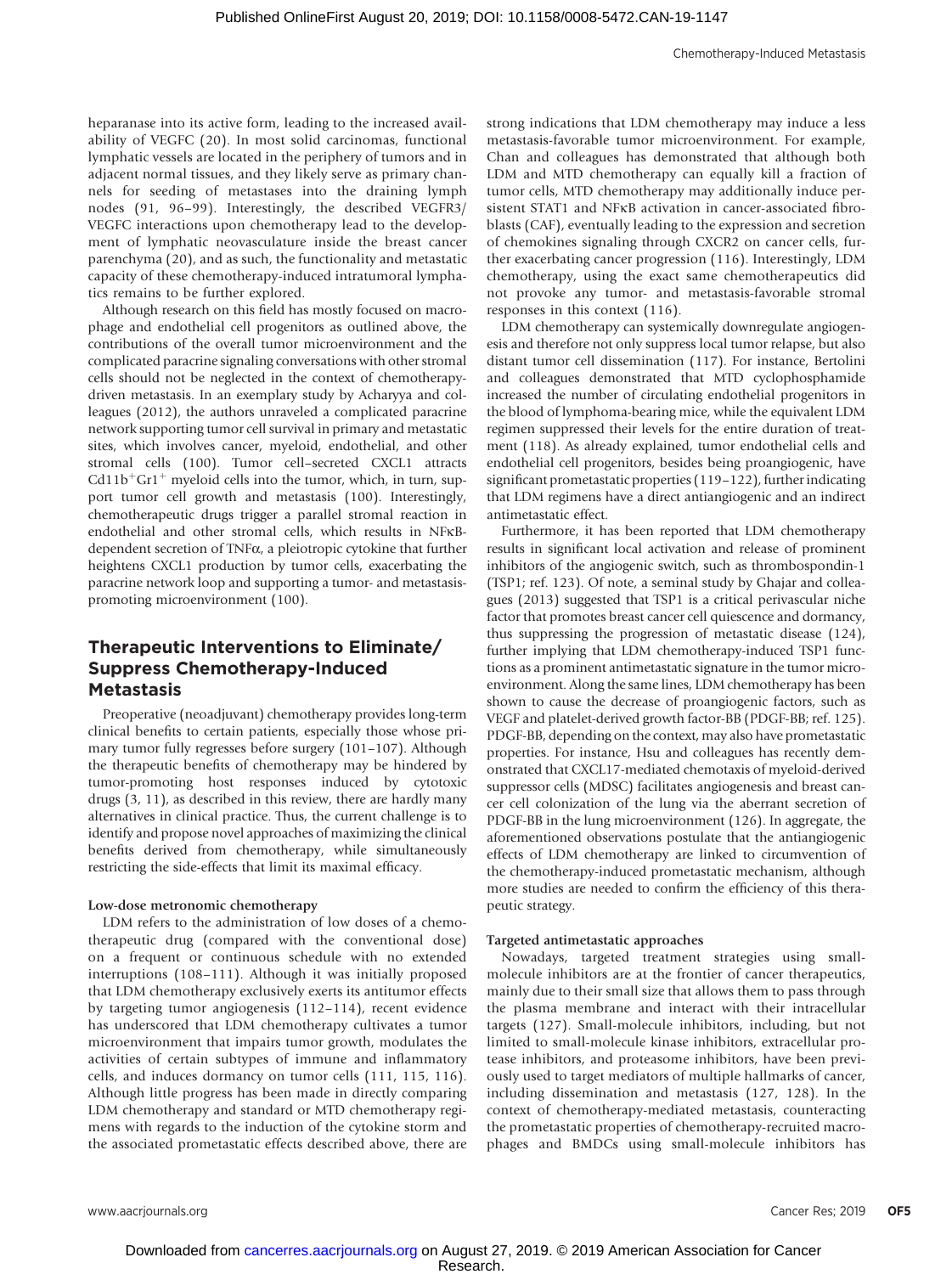heparanase into its active form, leading to the increased availability of VEGFC (20). In most solid carcinomas, functional lymphatic vessels are located in the periphery of tumors and in adjacent normal tissues, and they likely serve as primary channels for seeding of metastases into the draining lymph nodes (91, 96–99). Interestingly, the described VEGFR3/VEGFC interactions upon chemotherapy lead to the development of lymphatic neovasculature inside the breast cancer parenchyma (20), and as such, the functionality and metastatic capacity of these chemotherapy-induced intratumoral lymphatics remains to be further explored.

Although research on this field has mostly focused on macrophage and endothelial cell progenitors as outlined above, the contributions of the overall tumor microenvironment and the complicated paracrine signaling conversations with other stromal cells should not be neglected in the context of chemotherapy-driven metastasis. In an exemplary study by Acharyya and colleagues (2012), the authors unraveled a complicated paracrine network supporting tumor cell survival in primary and metastatic sites, which involves cancer, myeloid, endothelial, and other stromal cells (100). Tumor cell–secreted CXCL1 attracts $Cd11b^{+}Gr1^{+}$ myeloid cells into the tumor, which, in turn, support tumor cell growth and metastasis (100). Interestingly, chemotherapeutic drugs trigger a parallel stromal reaction in endothelial and other stromal cells, which results in NFκB-dependent secretion of TNFα, a pleiotropic cytokine that further heightens CXCL1 production by tumor cells, exacerbating the paracrine network loop and supporting a tumor- and metastasis-promoting microenvironment (100).

## Therapeutic Interventions to Eliminate/Suppress Chemotherapy-Induced Metastasis

Preoperative (neoadjuvant) chemotherapy provides long-term clinical benefits to certain patients, especially those whose primary tumor fully regresses before surgery (101–107). Although the therapeutic benefits of chemotherapy may be hindered by tumor-promoting host responses induced by cytotoxic drugs (3, 11), as described in this review, there are hardly many alternatives in clinical practice. Thus, the current challenge is to identify and propose novel approaches of maximizing the clinical benefits derived from chemotherapy, while simultaneously restricting the side-effects that limit its maximal efficacy.

#### Low-dose metronomic chemotherapy

LDM refers to the administration of low doses of a chemotherapeutic drug (compared with the conventional dose) on a frequent or continuous schedule with no extended interruptions (108–111). Although it was initially proposed that LDM chemotherapy exclusively exerts its antitumor effects by targeting tumor angiogenesis (112–114), recent evidence has underscored that LDM chemotherapy cultivates a tumor microenvironment that impairs tumor growth, modulates the activities of certain subtypes of immune and inflammatory cells, and induces dormancy on tumor cells (111, 115, 116). Although little progress has been made in directly comparing LDM chemotherapy and standard or MTD chemotherapy regimens with regards to the induction of the cytokine storm and the associated prometastatic effects described above, there are strong indications that LDM chemotherapy may induce a less metastasis-favorable tumor microenvironment. For example, Chan and colleagues has demonstrated that although both LDM and MTD chemotherapy can equally kill a fraction of tumor cells, MTD chemotherapy may additionally induce persistent STAT1 and NFκB activation in cancer-associated fibroblasts (CAF), eventually leading to the expression and secretion of chemokines signaling through CXCR2 on cancer cells, further exacerbating cancer progression (116). Interestingly, LDM chemotherapy, using the exact same chemotherapeutics did not provoke any tumor- and metastasis-favorable stromal responses in this context (116).

LDM chemotherapy can systemically downregulate angiogenesis and therefore not only suppress local tumor relapse, but also distant tumor cell dissemination (117). For instance, Bertolini and colleagues demonstrated that MTD cyclophosphamide increased the number of circulating endothelial progenitors in the blood of lymphoma-bearing mice, while the equivalent LDM regimen suppressed their levels for the entire duration of treatment (118). As already explained, tumor endothelial cells and endothelial cell progenitors, besides being proangiogenic, have significant prometastatic properties (119–122), further indicating that LDM regimens have a direct antiangiogenic and an indirect antimetastatic effect.

Furthermore, it has been reported that LDM chemotherapy results in significant local activation and release of prominent inhibitors of the angiogenic switch, such as thrombospondin-1 (TSP1; ref. 123). Of note, a seminal study by Ghajar and colleagues (2013) suggested that TSP1 is a critical perivascular niche factor that promotes breast cancer cell quiescence and dormancy, thus suppressing the progression of metastatic disease (124), further implying that LDM chemotherapy-induced TSP1 functions as a prominent antimetastatic signature in the tumor microenvironment. Along the same lines, LDM chemotherapy has been shown to cause the decrease of proangiogenic factors, such as VEGF and platelet-derived growth factor-BB (PDGF-BB; ref. 125). PDGF-BB, depending on the context, may also have prometastatic properties. For instance, Hsu and colleagues has recently demonstrated that CXCL17-mediated chemotaxis of myeloid-derived suppressor cells (MDSC) facilitates angiogenesis and breast cancer cell colonization of the lung via the aberrant secretion of PDGF-BB in the lung microenvironment (126). In aggregate, the aforementioned observations postulate that the antiangiogenic effects of LDM chemotherapy are linked to circumvention of the chemotherapy-induced prometastatic mechanism, although more studies are needed to confirm the efficiency of this therapeutic strategy.

#### Targeted antimetastatic approaches

Nowadays, targeted treatment strategies using small-molecule inhibitors are at the frontier of cancer therapeutics, mainly due to their small size that allows them to pass through the plasma membrane and interact with their intracellular targets (127). Small-molecule inhibitors, including, but not limited to small-molecule kinase inhibitors, extracellular protease inhibitors, and proteasome inhibitors, have been previously used to target mediators of multiple hallmarks of cancer, including dissemination and metastasis (127, 128). In the context of chemotherapy-mediated metastasis, counteracting the prometastatic properties of chemotherapy-recruited macrophages and BMDCs using small-molecule inhibitors has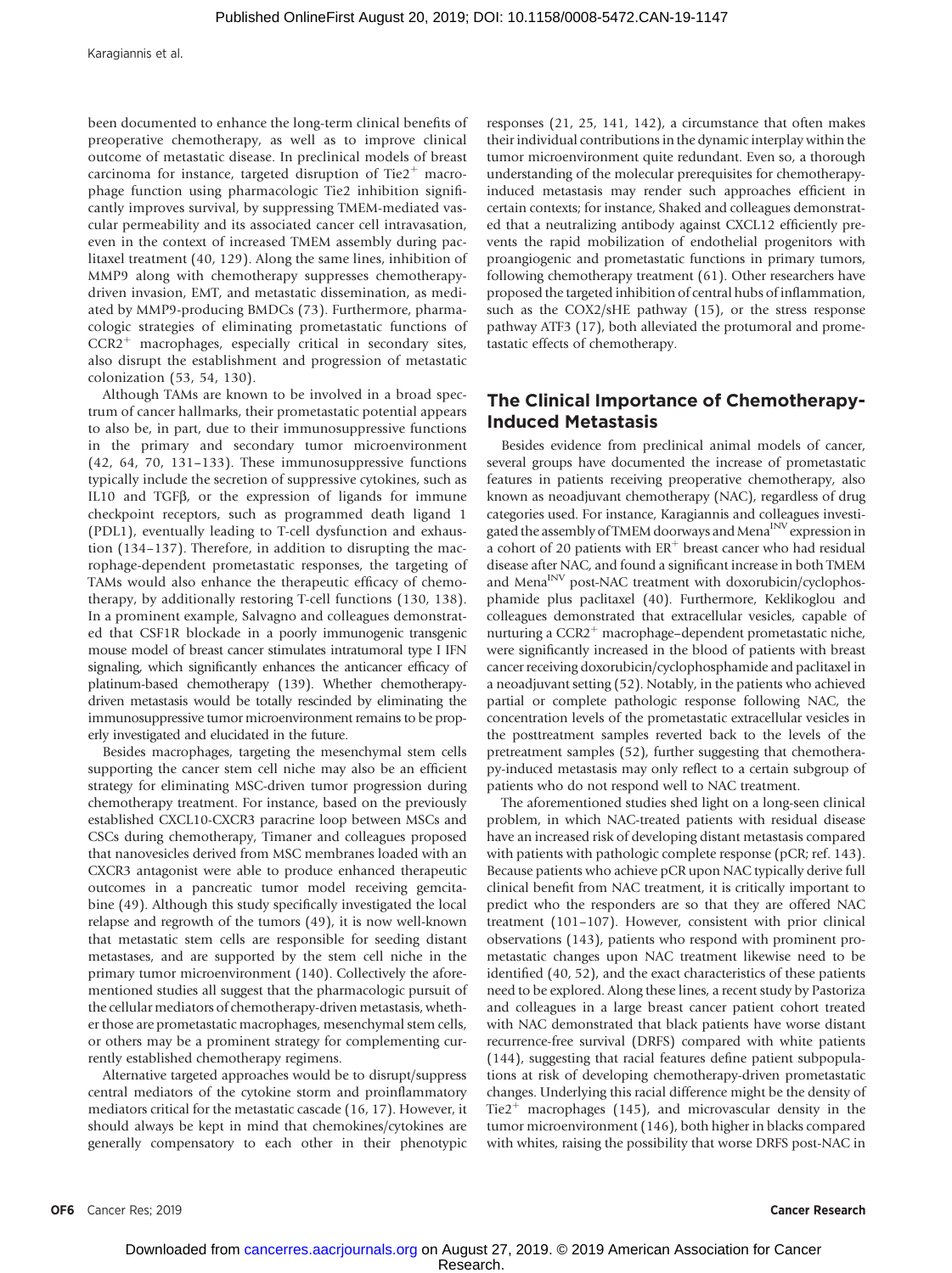been documented to enhance the long-term clinical benefits of preoperative chemotherapy, as well as to improve clinical outcome of metastatic disease. In preclinical models of breast carcinoma for instance, targeted disruption of Tie2$^+$ macrophage function using pharmacologic Tie2 inhibition significantly improves survival, by suppressing TMEM-mediated vascular permeability and its associated cancer cell intravasation, even in the context of increased TMEM assembly during paclitaxel treatment (40, 129). Along the same lines, inhibition of MMP9 along with chemotherapy suppresses chemotherapy-driven invasion, EMT, and metastatic dissemination, as mediated by MMP9-producing BMDCs (73). Furthermore, pharmacologic strategies of eliminating prometastatic functions of CCR2$^+$ macrophages, especially critical in secondary sites, also disrupt the establishment and progression of metastatic colonization (53, 54, 130).

Although TAMs are known to be involved in a broad spectrum of cancer hallmarks, their prometastatic potential appears to also be, in part, due to their immunosuppressive functions in the primary and secondary tumor microenvironment (42, 64, 70, 131–133). These immunosuppressive functions typically include the secretion of suppressive cytokines, such as IL10 and TGFβ, or the expression of ligands for immune checkpoint receptors, such as programmed death ligand 1 (PDL1), eventually leading to T-cell dysfunction and exhaustion (134–137). Therefore, in addition to disrupting the macrophage-dependent prometastatic responses, the targeting of TAMs would also enhance the therapeutic efficacy of chemotherapy, by additionally restoring T-cell functions (130, 138). In a prominent example, Salvagno and colleagues demonstrated that CSF1R blockade in a poorly immunogenic transgenic mouse model of breast cancer stimulates intratumoral type I IFN signaling, which significantly enhances the anticancer efficacy of platinum-based chemotherapy (139). Whether chemotherapy-driven metastasis would be totally rescinded by eliminating the immunosuppressive tumor microenvironment remains to be properly investigated and elucidated in the future.

Besides macrophages, targeting the mesenchymal stem cells supporting the cancer stem cell niche may also be an efficient strategy for eliminating MSC-driven tumor progression during chemotherapy treatment. For instance, based on the previously established CXCL10-CXCR3 paracrine loop between MSCs and CSCs during chemotherapy, Timaner and colleagues proposed that nanovesicles derived from MSC membranes loaded with an CXCR3 antagonist were able to produce enhanced therapeutic outcomes in a pancreatic tumor model receiving gemcitabine (49). Although this study specifically investigated the local relapse and regrowth of the tumors (49), it is now well-known that metastatic stem cells are responsible for seeding distant metastases, and are supported by the stem cell niche in the primary tumor microenvironment (140). Collectively the aforementioned studies all suggest that the pharmacologic pursuit of the cellular mediators of chemotherapy-driven metastasis, whether those are prometastatic macrophages, mesenchymal stem cells, or others may be a prominent strategy for complementing currently established chemotherapy regimens.

Alternative targeted approaches would be to disrupt/suppress central mediators of the cytokine storm and proinflammatory mediators critical for the metastatic cascade (16, 17). However, it should always be kept in mind that chemokines/cytokines are generally compensatory to each other in their phenotypic responses (21, 25, 141, 142), a circumstance that often makes their individual contributions in the dynamic interplay within the tumor microenvironment quite redundant. Even so, a thorough understanding of the molecular prerequisites for chemotherapy-induced metastasis may render such approaches efficient in certain contexts; for instance, Shaked and colleagues demonstrated that a neutralizing antibody against CXCL12 efficiently prevents the rapid mobilization of endothelial progenitors with proangiogenic and prometastatic functions in primary tumors, following chemotherapy treatment (61). Other researchers have proposed the targeted inhibition of central hubs of inflammation, such as the COX2/sHE pathway (15), or the stress response pathway ATF3 (17), both alleviated the protumoral and prometastatic effects of chemotherapy.

## The Clinical Importance of Chemotherapy-Induced Metastasis

Besides evidence from preclinical animal models of cancer, several groups have documented the increase of prometastatic features in patients receiving preoperative chemotherapy, also known as neoadjuvant chemotherapy (NAC), regardless of drug categories used. For instance, Karagiannis and colleagues investigated the assembly of TMEM doorways and Mena$^{INV}$ expression in a cohort of 20 patients with ER$^+$ breast cancer who had residual disease after NAC, and found a significant increase in both TMEM and Mena$^{INV}$ post-NAC treatment with doxorubicin/cyclophosphamide plus paclitaxel (40). Furthermore, Keklikoglou and colleagues demonstrated that extracellular vesicles, capable of nurturing a CCR2$^+$ macrophage–dependent prometastatic niche, were significantly increased in the blood of patients with breast cancer receiving doxorubicin/cyclophosphamide and paclitaxel in a neoadjuvant setting (52). Notably, in the patients who achieved partial or complete pathologic response following NAC, the concentration levels of the prometastatic extracellular vesicles in the posttreatment samples reverted back to the levels of the pretreatment samples (52), further suggesting that chemotherapy-induced metastasis may only reflect to a certain subgroup of patients who do not respond well to NAC treatment.

The aforementioned studies shed light on a long-seen clinical problem, in which NAC-treated patients with residual disease have an increased risk of developing distant metastasis compared with patients with pathologic complete response (pCR; ref. 143). Because patients who achieve pCR upon NAC typically derive full clinical benefit from NAC treatment, it is critically important to predict who the responders are so that they are offered NAC treatment (101–107). However, consistent with prior clinical observations (143), patients who respond with prominent prometastatic changes upon NAC treatment likewise need to be identified (40, 52), and the exact characteristics of these patients need to be explored. Along these lines, a recent study by Pastoriza and colleagues in a large breast cancer patient cohort treated with NAC demonstrated that black patients have worse distant recurrence-free survival (DRFS) compared with white patients (144), suggesting that racial features define patient subpopulations at risk of developing chemotherapy-driven prometastatic changes. Underlying this racial difference might be the density of Tie2$^+$ macrophages (145), and microvascular density in the tumor microenvironment (146), both higher in blacks compared with whites, raising the possibility that worse DRFS post-NAC in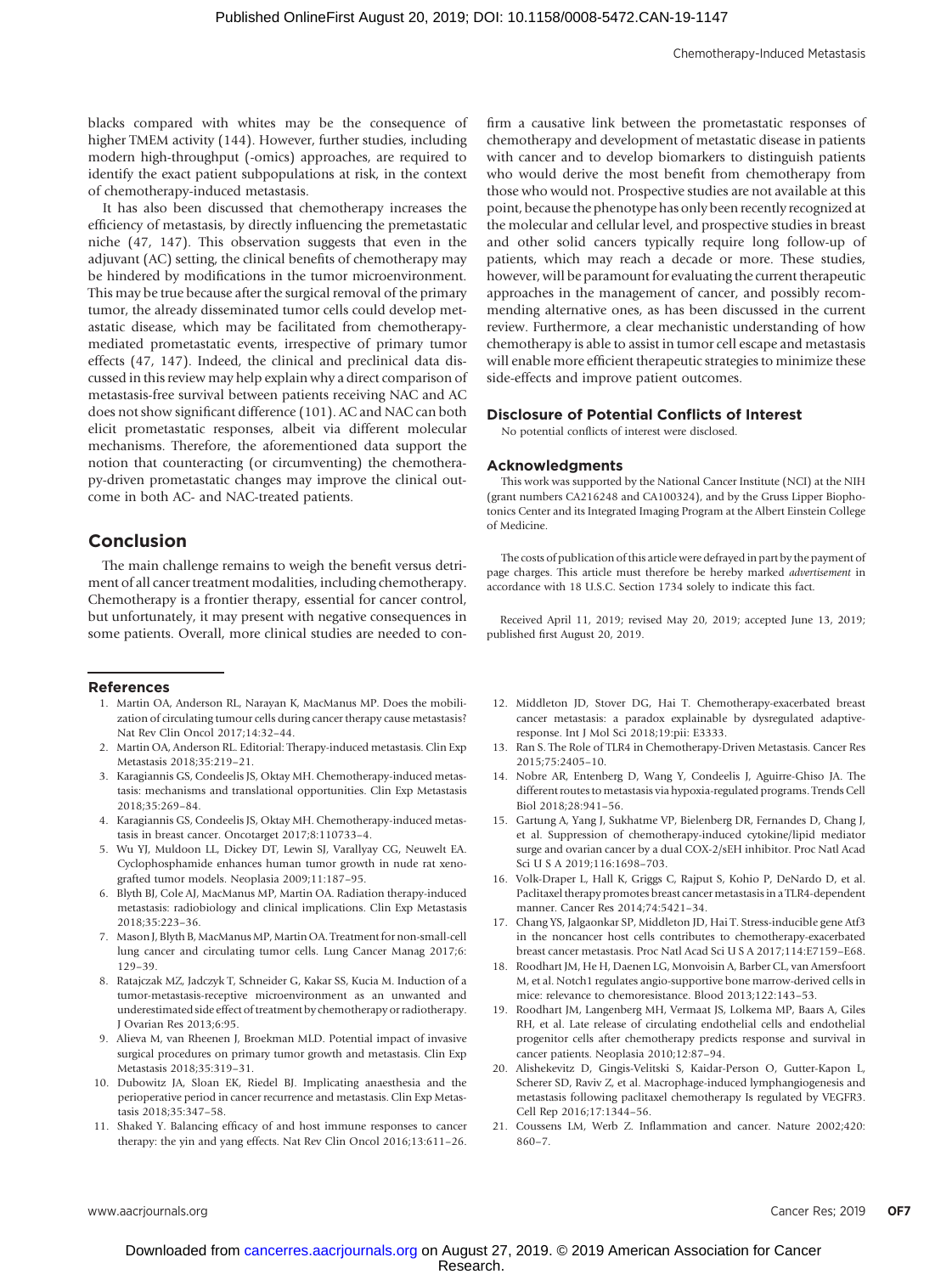blacks compared with whites may be the consequence of higher TMEM activity (144). However, further studies, including modern high-throughput (-omics) approaches, are required to identify the exact patient subpopulations at risk, in the context of chemotherapy-induced metastasis.

It has also been discussed that chemotherapy increases the efficiency of metastasis, by directly influencing the premetastatic niche (47, 147). This observation suggests that even in the adjuvant (AC) setting, the clinical benefits of chemotherapy may be hindered by modifications in the tumor microenvironment. This may be true because after the surgical removal of the primary tumor, the already disseminated tumor cells could develop metastatic disease, which may be facilitated from chemotherapy-mediated prometastatic events, irrespective of primary tumor effects (47, 147). Indeed, the clinical and preclinical data discussed in this review may help explain why a direct comparison of metastasis-free survival between patients receiving NAC and AC does not show significant difference (101). AC and NAC can both elicit prometastatic responses, albeit via different molecular mechanisms. Therefore, the aforementioned data support the notion that counteracting (or circumventing) the chemotherapy-driven prometastatic changes may improve the clinical outcome in both AC- and NAC-treated patients.

## Conclusion

The main challenge remains to weigh the benefit versus detriment of all cancer treatment modalities, including chemotherapy. Chemotherapy is a frontier therapy, essential for cancer control, but unfortunately, it may present with negative consequences in some patients. Overall, more clinical studies are needed to confirm a causative link between the prometastatic responses of chemotherapy and development of metastatic disease in patients with cancer and to develop biomarkers to distinguish patients who would derive the most benefit from chemotherapy from those who would not. Prospective studies are not available at this point, because the phenotype has only been recently recognized at the molecular and cellular level, and prospective studies in breast and other solid cancers typically require long follow-up of patients, which may reach a decade or more. These studies, however, will be paramount for evaluating the current therapeutic approaches in the management of cancer, and possibly recommending alternative ones, as has been discussed in the current review. Furthermore, a clear mechanistic understanding of how chemotherapy is able to assist in tumor cell escape and metastasis will enable more efficient therapeutic strategies to minimize these side-effects and improve patient outcomes.

### Disclosure of Potential Conflicts of Interest

No potential conflicts of interest were disclosed.

### Acknowledgments

This work was supported by the National Cancer Institute (NCI) at the NIH (grant numbers CA216248 and CA100324), and by the Gruss Lipper Biophotonics Center and its Integrated Imaging Program at the Albert Einstein College of Medicine.

The costs of publication of this article were defrayed in part by the payment of page charges. This article must therefore be hereby marked *advertisement* in accordance with 18 U.S.C. Section 1734 solely to indicate this fact.

Received April 11, 2019; revised May 20, 2019; accepted June 13, 2019; published first August 20, 2019.

## References

1. Martin OA, Anderson RL, Narayan K, MacManus MP. Does the mobilization of circulating tumour cells during cancer therapy cause metastasis? Nat Rev Clin Oncol 2017;14:32–44.
2. Martin OA, Anderson RL. Editorial: Therapy-induced metastasis. Clin Exp Metastasis 2018;35:219–21.
3. Karagiannis GS, Condeelis JS, Oktay MH. Chemotherapy-induced metastasis: mechanisms and translational opportunities. Clin Exp Metastasis 2018;35:269–84.
4. Karagiannis GS, Condeelis JS, Oktay MH. Chemotherapy-induced metastasis in breast cancer. Oncotarget 2017;8:110733–4.
5. Wu YJ, Muldoon LL, Dickey DT, Lewin SJ, Varallyay CG, Neuwelt EA. Cyclophosphamide enhances human tumor growth in nude rat xenografted tumor models. Neoplasia 2009;11:187–95.
6. Blyth BJ, Cole AJ, MacManus MP, Martin OA. Radiation therapy-induced metastasis: radiobiology and clinical implications. Clin Exp Metastasis 2018;35:223–36.
7. Mason J, Blyth B, MacManus MP, Martin OA. Treatment for non-small-cell lung cancer and circulating tumor cells. Lung Cancer Manag 2017;6: 129–39.
8. Ratajczak MZ, Jadczyk T, Schneider G, Kakar SS, Kucia M. Induction of a tumor-metastasis-receptive microenvironment as an unwanted and underestimated side effect of treatment by chemotherapy or radiotherapy. J Ovarian Res 2013;6:95.
9. Alieva M, van Rheenen J, Broekman MLD. Potential impact of invasive surgical procedures on primary tumor growth and metastasis. Clin Exp Metastasis 2018;35:319–31.
10. Dubowitz JA, Sloan EK, Riedel BJ. Implicating anaesthesia and the perioperative period in cancer recurrence and metastasis. Clin Exp Metastasis 2018;35:347–58.
11. Shaked Y. Balancing efficacy of and host immune responses to cancer therapy: the yin and yang effects. Nat Rev Clin Oncol 2016;13:611–26.
12. Middleton JD, Stover DG, Hai T. Chemotherapy-exacerbated breast cancer metastasis: a paradox explainable by dysregulated adaptive-response. Int J Mol Sci 2018;19:pii: E3333.
13. Ran S. The Role of TLR4 in Chemotherapy-Driven Metastasis. Cancer Res 2015;75:2405–10.
14. Nobre AR, Entenberg D, Wang Y, Condeelis J, Aguirre-Ghiso JA. The different routes to metastasis via hypoxia-regulated programs. Trends Cell Biol 2018;28:941–56.
15. Gartung A, Yang J, Sukhatme VP, Bielenberg DR, Fernandes D, Chang J, et al. Suppression of chemotherapy-induced cytokine/lipid mediator surge and ovarian cancer by a dual COX-2/sEH inhibitor. Proc Natl Acad Sci U S A 2019;116:1698–703.
16. Volk-Draper L, Hall K, Griggs C, Rajput S, Kohio P, DeNardo D, et al. Paclitaxel therapy promotes breast cancer metastasis in a TLR4-dependent manner. Cancer Res 2014;74:5421–34.
17. Chang YS, Jalgaonkar SP, Middleton JD, Hai T. Stress-inducible gene Atf3 in the noncancer host cells contributes to chemotherapy-exacerbated breast cancer metastasis. Proc Natl Acad Sci U S A 2017;114:E7159–E68.
18. Roodhart JM, He H, Daenen LG, Monvoisin A, Barber CL, van Amersfoort M, et al. Notch1 regulates angio-supportive bone marrow-derived cells in mice: relevance to chemoresistance. Blood 2013;122:143–53.
19. Roodhart JM, Langenberg MH, Vermaat JS, Lolkema MP, Baars A, Giles RH, et al. Late release of circulating endothelial cells and endothelial progenitor cells after chemotherapy predicts response and survival in cancer patients. Neoplasia 2010;12:87–94.
20. Alishekevitz D, Gingis-Velitski S, Kaidar-Person O, Gutter-Kapon L, Scherer SD, Raviv Z, et al. Macrophage-induced lymphangiogenesis and metastasis following paclitaxel chemotherapy Is regulated by VEGFR3. Cell Rep 2016;17:1344–56.
21. Coussens LM, Werb Z. Inflammation and cancer. Nature 2002;420: 860–7.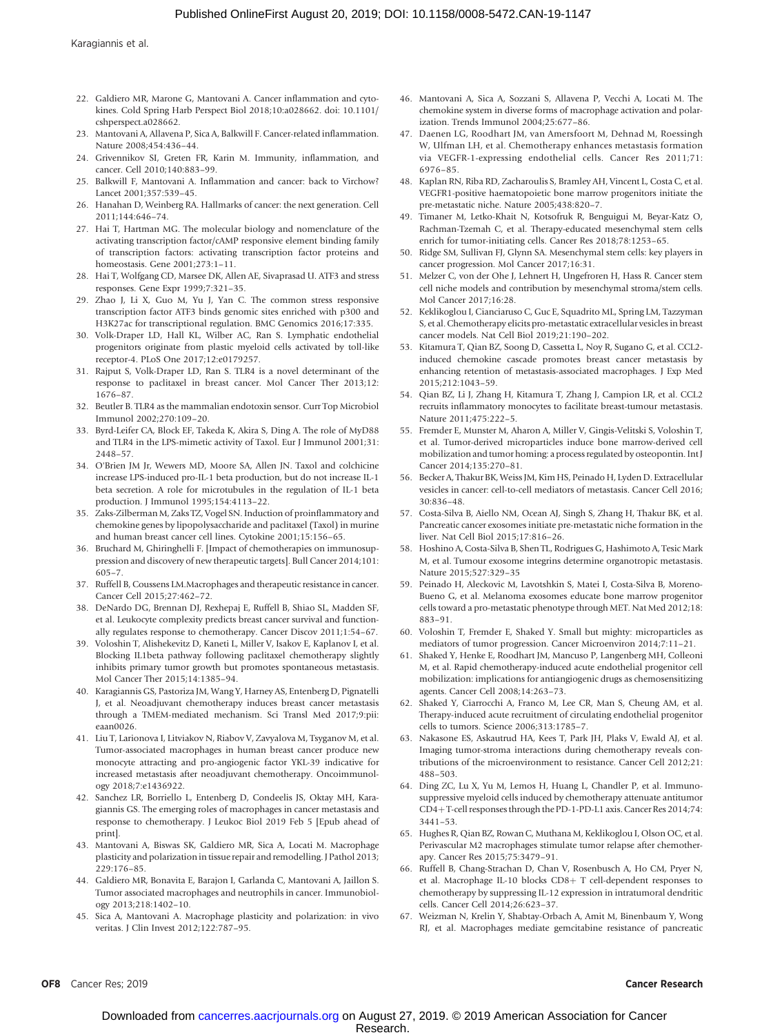22. Galdiero MR, Marone G, Mantovani A. Cancer inflammation and cytokines. Cold Spring Harb Perspect Biol 2018;10:a028662. doi: 10.1101/cshperspect.a028662.
23. Mantovani A, Allavena P, Sica A, Balkwill F. Cancer-related inflammation. Nature 2008;454:436–44.
24. Grivennikov SI, Greten FR, Karin M. Immunity, inflammation, and cancer. Cell 2010;140:883–99.
25. Balkwill F, Mantovani A. Inflammation and cancer: back to Virchow? Lancet 2001;357:539–45.
26. Hanahan D, Weinberg RA. Hallmarks of cancer: the next generation. Cell 2011;144:646–74.
27. Hai T, Hartman MG. The molecular biology and nomenclature of the activating transcription factor/cAMP responsive element binding family of transcription factors: activating transcription factor proteins and homeostasis. Gene 2001;273:1–11.
28. Hai T, Wolfgang CD, Marsee DK, Allen AE, Sivaprasad U. ATF3 and stress responses. Gene Expr 1999;7:321–35.
29. Zhao J, Li X, Guo M, Yu J, Yan C. The common stress responsive transcription factor ATF3 binds genomic sites enriched with p300 and H3K27ac for transcriptional regulation. BMC Genomics 2016;17:335.
30. Volk-Draper LD, Hall KL, Wilber AC, Ran S. Lymphatic endothelial progenitors originate from plastic myeloid cells activated by toll-like receptor-4. PLoS One 2017;12:e0179257.
31. Rajput S, Volk-Draper LD, Ran S. TLR4 is a novel determinant of the response to paclitaxel in breast cancer. Mol Cancer Ther 2013;12:1676–87.
32. Beutler B. TLR4 as the mammalian endotoxin sensor. Curr Top Microbiol Immunol 2002;270:109–20.
33. Byrd-Leifer CA, Block EF, Takeda K, Akira S, Ding A. The role of MyD88 and TLR4 in the LPS-mimetic activity of Taxol. Eur J Immunol 2001;31:2448–57.
34. O'Brien JM Jr, Wewers MD, Moore SA, Allen JN. Taxol and colchicine increase LPS-induced pro-IL-1 beta production, but do not increase IL-1 beta secretion. A role for microtubules in the regulation of IL-1 beta production. J Immunol 1995;154:4113–22.
35. Zaks-Zilberman M, Zaks TZ, Vogel SN. Induction of proinflammatory and chemokine genes by lipopolysaccharide and paclitaxel (Taxol) in murine and human breast cancer cell lines. Cytokine 2001;15:156–65.
36. Bruchard M, Ghiringhelli F. [Impact of chemotherapies on immunosuppression and discovery of new therapeutic targets]. Bull Cancer 2014;101:605–7.
37. Ruffell B, Coussens LM. Macrophages and therapeutic resistance in cancer. Cancer Cell 2015;27:462–72.
38. DeNardo DG, Brennan DJ, Rexhepaj E, Ruffell B, Shiao SL, Madden SF, et al. Leukocyte complexity predicts breast cancer survival and functionally regulates response to chemotherapy. Cancer Discov 2011;1:54–67.
39. Voloshin T, Alishekevitz D, Kaneti L, Miller V, Isakov E, Kaplanov I, et al. Blocking IL1beta pathway following paclitaxel chemotherapy slightly inhibits primary tumor growth but promotes spontaneous metastasis. Mol Cancer Ther 2015;14:1385–94.
40. Karagiannis GS, Pastoriza JM, Wang Y, Harney AS, Entenberg D, Pignatelli J, et al. Neoadjuvant chemotherapy induces breast cancer metastasis through a TMEM-mediated mechanism. Sci Transl Med 2017;9:pii: eaan0026.
41. Liu T, Larionova I, Litviakov N, Riabov V, Zavyalova M, Tsyganov M, et al. Tumor-associated macrophages in human breast cancer produce new monocyte attracting and pro-angiogenic factor YKL-39 indicative for increased metastasis after neoadjuvant chemotherapy. Oncoimmunology 2018;7:e1436922.
42. Sanchez LR, Borriello L, Entenberg D, Condeelis JS, Oktay MH, Karagiannis GS. The emerging roles of macrophages in cancer metastasis and response to chemotherapy. J Leukoc Biol 2019 Feb 5 [Epub ahead of print].
43. Mantovani A, Biswas SK, Galdiero MR, Sica A, Locati M. Macrophage plasticity and polarization in tissue repair and remodelling. J Pathol 2013;229:176–85.
44. Galdiero MR, Bonavita E, Barajon I, Garlanda C, Mantovani A, Jaillon S. Tumor associated macrophages and neutrophils in cancer. Immunobiology 2013;218:1402–10.
45. Sica A, Mantovani A. Macrophage plasticity and polarization: in vivo veritas. J Clin Invest 2012;122:787–95.
46. Mantovani A, Sica A, Sozzani S, Allavena P, Vecchi A, Locati M. The chemokine system in diverse forms of macrophage activation and polarization. Trends Immunol 2004;25:677–86.
47. Daenen LG, Roodhart JM, van Amersfoort M, Dehnad M, Roessingh W, Ulfman LH, et al. Chemotherapy enhances metastasis formation via VEGFR-1-expressing endothelial cells. Cancer Res 2011;71:6976–85.
48. Kaplan RN, Riba RD, Zacharoulis S, Bramley AH, Vincent L, Costa C, et al. VEGFR1-positive haematopoietic bone marrow progenitors initiate the pre-metastatic niche. Nature 2005;438:820–7.
49. Timaner M, Letko-Khait N, Kotsofruk R, Benguigui M, Beyar-Katz O, Rachman-Tzemah C, et al. Therapy-educated mesenchymal stem cells enrich for tumor-initiating cells. Cancer Res 2018;78:1253–65.
50. Ridge SM, Sullivan FJ, Glynn SA. Mesenchymal stem cells: key players in cancer progression. Mol Cancer 2017;16:31.
51. Melzer C, von der Ohe J, Lehnert H, Ungefroren H, Hass R. Cancer stem cell niche models and contribution by mesenchymal stroma/stem cells. Mol Cancer 2017;16:28.
52. Keklikoglou I, Cianciaruso C, Guc E, Squadrito ML, Spring LM, Tazzyman S, et al. Chemotherapy elicits pro-metastatic extracellular vesicles in breast cancer models. Nat Cell Biol 2019;21:190–202.
53. Kitamura T, Qian BZ, Soong D, Cassetta L, Noy R, Sugano G, et al. CCL2-induced chemokine cascade promotes breast cancer metastasis by enhancing retention of metastasis-associated macrophages. J Exp Med 2015;212:1043–59.
54. Qian BZ, Li J, Zhang H, Kitamura T, Zhang J, Campion LR, et al. CCL2 recruits inflammatory monocytes to facilitate breast-tumour metastasis. Nature 2011;475:222–5.
55. Fremder E, Munster M, Aharon A, Miller V, Gingis-Velitski S, Voloshin T, et al. Tumor-derived microparticles induce bone marrow-derived cell mobilization and tumor homing: a process regulated by osteopontin. Int J Cancer 2014;135:270–81.
56. Becker A, Thakur BK, Weiss JM, Kim HS, Peinado H, Lyden D. Extracellular vesicles in cancer: cell-to-cell mediators of metastasis. Cancer Cell 2016;30:836–48.
57. Costa-Silva B, Aiello NM, Ocean AJ, Singh S, Zhang H, Thakur BK, et al. Pancreatic cancer exosomes initiate pre-metastatic niche formation in the liver. Nat Cell Biol 2015;17:816–26.
58. Hoshino A, Costa-Silva B, Shen TL, Rodrigues G, Hashimoto A, Tesic Mark M, et al. Tumour exosome integrins determine organotropic metastasis. Nature 2015;527:329–35
59. Peinado H, Aleckovic M, Lavotshkin S, Matei I, Costa-Silva B, Moreno-Bueno G, et al. Melanoma exosomes educate bone marrow progenitor cells toward a pro-metastatic phenotype through MET. Nat Med 2012;18:883–91.
60. Voloshin T, Fremder E, Shaked Y. Small but mighty: microparticles as mediators of tumor progression. Cancer Microenviron 2014;7:11–21.
61. Shaked Y, Henke E, Roodhart JM, Mancuso P, Langenberg MH, Colleoni M, et al. Rapid chemotherapy-induced acute endothelial progenitor cell mobilization: implications for antiangiogenic drugs as chemosensitizing agents. Cancer Cell 2008;14:263–73.
62. Shaked Y, Ciarrocchi A, Franco M, Lee CR, Man S, Cheung AM, et al. Therapy-induced acute recruitment of circulating endothelial progenitor cells to tumors. Science 2006;313:1785–7.
63. Nakasone ES, Askautrud HA, Kees T, Park JH, Plaks V, Ewald AJ, et al. Imaging tumor-stroma interactions during chemotherapy reveals contributions of the microenvironment to resistance. Cancer Cell 2012;21:488–503.
64. Ding ZC, Lu X, Yu M, Lemos H, Huang L, Chandler P, et al. Immunosuppressive myeloid cells induced by chemotherapy attenuate antitumor CD4+ T-cell responses through the PD-1-PD-L1 axis. Cancer Res 2014;74:3441–53.
65. Hughes R, Qian BZ, Rowan C, Muthana M, Keklikoglou I, Olson OC, et al. Perivascular M2 macrophages stimulate tumor relapse after chemotherapy. Cancer Res 2015;75:3479–91.
66. Ruffell B, Chang-Strachan D, Chan V, Rosenbusch A, Ho CM, Pryer N, et al. Macrophage IL-10 blocks CD8+ T cell-dependent responses to chemotherapy by suppressing IL-12 expression in intratumoral dendritic cells. Cancer Cell 2014;26:623–37.
67. Weizman N, Krelin Y, Shabtay-Orbach A, Amit M, Binenbaum Y, Wong RJ, et al. Macrophages mediate gemcitabine resistance of pancreatic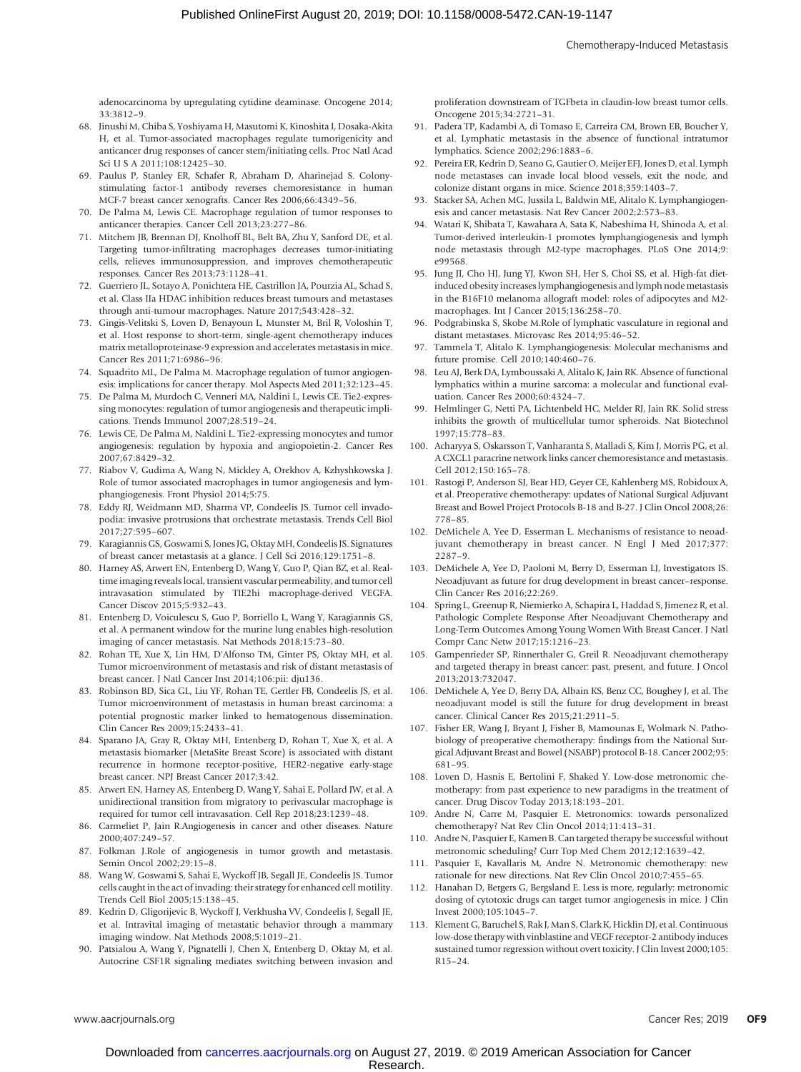adenocarcinoma by upregulating cytidine deaminase. Oncogene 2014; 33:3812–9.

68. Jinushi M, Chiba S, Yoshiyama H, Masutomi K, Kinoshita I, Dosaka-Akita H, et al. Tumor-associated macrophages regulate tumorigenicity and anticancer drug responses of cancer stem/initiating cells. Proc Natl Acad Sci U S A 2011;108:12425–30.
69. Paulus P, Stanley ER, Schafer R, Abraham D, Aharinejad S. Colony-stimulating factor-1 antibody reverses chemoresistance in human MCF-7 breast cancer xenografts. Cancer Res 2006;66:4349–56.
70. De Palma M, Lewis CE. Macrophage regulation of tumor responses to anticancer therapies. Cancer Cell 2013;23:277–86.
71. Mitchem JB, Brennan DJ, Knolhoff BL, Belt BA, Zhu Y, Sanford DE, et al. Targeting tumor-infiltrating macrophages decreases tumor-initiating cells, relieves immunosuppression, and improves chemotherapeutic responses. Cancer Res 2013;73:1128–41.
72. Guerriero JL, Sotayo A, Ponichtera HE, Castrillon JA, Pourzia AL, Schad S, et al. Class IIa HDAC inhibition reduces breast tumours and metastases through anti-tumour macrophages. Nature 2017;543:428–32.
73. Gingis-Velitski S, Loven D, Benayoun L, Munster M, Bril R, Voloshin T, et al. Host response to short-term, single-agent chemotherapy induces matrix metalloproteinase-9 expression and accelerates metastasis in mice. Cancer Res 2011;71:6986–96.
74. Squadrito ML, De Palma M. Macrophage regulation of tumor angiogenesis: implications for cancer therapy. Mol Aspects Med 2011;32:123–45.
75. De Palma M, Murdoch C, Venneri MA, Naldini L, Lewis CE. Tie2-expressing monocytes: regulation of tumor angiogenesis and therapeutic implications. Trends Immunol 2007;28:519–24.
76. Lewis CE, De Palma M, Naldini L. Tie2-expressing monocytes and tumor angiogenesis: regulation by hypoxia and angiopoietin-2. Cancer Res 2007;67:8429–32.
77. Riabov V, Gudima A, Wang N, Mickley A, Orekhov A, Kzhyshkowska J. Role of tumor associated macrophages in tumor angiogenesis and lymphangiogenesis. Front Physiol 2014;5:75.
78. Eddy RJ, Weidmann MD, Sharma VP, Condeelis JS. Tumor cell invadopodia: invasive protrusions that orchestrate metastasis. Trends Cell Biol 2017;27:595–607.
79. Karagiannis GS, Goswami S, Jones JG, Oktay MH, Condeelis JS. Signatures of breast cancer metastasis at a glance. J Cell Sci 2016;129:1751–8.
80. Harney AS, Arwert EN, Entenberg D, Wang Y, Guo P, Qian BZ, et al. Real-time imaging reveals local, transient vascular permeability, and tumor cell intravasation stimulated by TIE2hi macrophage-derived VEGFA. Cancer Discov 2015;5:932–43.
81. Entenberg D, Voiculescu S, Guo P, Borriello L, Wang Y, Karagiannis GS, et al. A permanent window for the murine lung enables high-resolution imaging of cancer metastasis. Nat Methods 2018;15:73–80.
82. Rohan TE, Xue X, Lin HM, D'Alfonso TM, Ginter PS, Oktay MH, et al. Tumor microenvironment of metastasis and risk of distant metastasis of breast cancer. J Natl Cancer Inst 2014;106:pii: dju136.
83. Robinson BD, Sica GL, Liu YF, Rohan TE, Gertler FB, Condeelis JS, et al. Tumor microenvironment of metastasis in human breast carcinoma: a potential prognostic marker linked to hematogenous dissemination. Clin Cancer Res 2009;15:2433–41.
84. Sparano JA, Gray R, Oktay MH, Entenberg D, Rohan T, Xue X, et al. A metastasis biomarker (MetaSite Breast Score) is associated with distant recurrence in hormone receptor-positive, HER2-negative early-stage breast cancer. NPJ Breast Cancer 2017;3:42.
85. Arwert EN, Harney AS, Entenberg D, Wang Y, Sahai E, Pollard JW, et al. A unidirectional transition from migratory to perivascular macrophage is required for tumor cell intravasation. Cell Rep 2018;23:1239–48.
86. Carmeliet P, Jain R.Angiogenesis in cancer and other diseases. Nature 2000;407:249–57.
87. Folkman J.Role of angiogenesis in tumor growth and metastasis. Semin Oncol 2002;29:15–8.
88. Wang W, Goswami S, Sahai E, Wyckoff JB, Segall JE, Condeelis JS. Tumor cells caught in the act of invading: their strategy for enhanced cell motility. Trends Cell Biol 2005;15:138–45.
89. Kedrin D, Gligorijevic B, Wyckoff J, Verkhusha VV, Condeelis J, Segall JE, et al. Intravital imaging of metastatic behavior through a mammary imaging window. Nat Methods 2008;5:1019–21.
90. Patsialou A, Wang Y, Pignatelli J, Chen X, Entenberg D, Oktay M, et al. Autocrine CSF1R signaling mediates switching between invasion and proliferation downstream of TGFbeta in claudin-low breast tumor cells. Oncogene 2015;34:2721–31.
91. Padera TP, Kadambi A, di Tomaso E, Carreira CM, Brown EB, Boucher Y, et al. Lymphatic metastasis in the absence of functional intratumor lymphatics. Science 2002;296:1883–6.
92. Pereira ER, Kedrin D, Seano G, Gautier O, Meijer EFJ, Jones D, et al. Lymph node metastases can invade local blood vessels, exit the node, and colonize distant organs in mice. Science 2018;359:1403–7.
93. Stacker SA, Achen MG, Jussila L, Baldwin ME, Alitalo K. Lymphangiogenesis and cancer metastasis. Nat Rev Cancer 2002;2:573–83.
94. Watari K, Shibata T, Kawahara A, Sata K, Nabeshima H, Shinoda A, et al. Tumor-derived interleukin-1 promotes lymphangiogenesis and lymph node metastasis through M2-type macrophages. PLoS One 2014;9: e99568.
95. Jung JI, Cho HJ, Jung YJ, Kwon SH, Her S, Choi SS, et al. High-fat diet-induced obesity increases lymphangiogenesis and lymph node metastasis in the B16F10 melanoma allograft model: roles of adipocytes and M2-macrophages. Int J Cancer 2015;136:258–70.
96. Podgrabinska S, Skobe M.Role of lymphatic vasculature in regional and distant metastases. Microvasc Res 2014;95:46–52.
97. Tammela T, Alitalo K. Lymphangiogenesis: Molecular mechanisms and future promise. Cell 2010;140:460–76.
98. Leu AJ, Berk DA, Lymboussaki A, Alitalo K, Jain RK. Absence of functional lymphatics within a murine sarcoma: a molecular and functional evaluation. Cancer Res 2000;60:4324–7.
99. Helmlinger G, Netti PA, Lichtenbeld HC, Melder RJ, Jain RK. Solid stress inhibits the growth of multicellular tumor spheroids. Nat Biotechnol 1997;15:778–83.
100. Acharyya S, Oskarsson T, Vanharanta S, Malladi S, Kim J, Morris PG, et al. A CXCL1 paracrine network links cancer chemoresistance and metastasis. Cell 2012;150:165–78.
101. Rastogi P, Anderson SJ, Bear HD, Geyer CE, Kahlenberg MS, Robidoux A, et al. Preoperative chemotherapy: updates of National Surgical Adjuvant Breast and Bowel Project Protocols B-18 and B-27. J Clin Oncol 2008;26: 778–85.
102. DeMichele A, Yee D, Esserman L. Mechanisms of resistance to neoadjuvant chemotherapy in breast cancer. N Engl J Med 2017;377: 2287–9.
103. DeMichele A, Yee D, Paoloni M, Berry D, Esserman LJ, Investigators IS. Neoadjuvant as future for drug development in breast cancer–response. Clin Cancer Res 2016;22:269.
104. Spring L, Greenup R, Niemierko A, Schapira L, Haddad S, Jimenez R, et al. Pathologic Complete Response After Neoadjuvant Chemotherapy and Long-Term Outcomes Among Young Women With Breast Cancer. J Natl Compr Canc Netw 2017;15:1216–23.
105. Gampenrieder SP, Rinnerthaler G, Greil R. Neoadjuvant chemotherapy and targeted therapy in breast cancer: past, present, and future. J Oncol 2013;2013:732047.
106. DeMichele A, Yee D, Berry DA, Albain KS, Benz CC, Boughey J, et al. The neoadjuvant model is still the future for drug development in breast cancer. Clinical Cancer Res 2015;21:2911–5.
107. Fisher ER, Wang J, Bryant J, Fisher B, Mamounas E, Wolmark N. Pathobiology of preoperative chemotherapy: findings from the National Surgical Adjuvant Breast and Bowel (NSABP) protocol B-18. Cancer 2002;95: 681–95.
108. Loven D, Hasnis E, Bertolini F, Shaked Y. Low-dose metronomic chemotherapy: from past experience to new paradigms in the treatment of cancer. Drug Discov Today 2013;18:193–201.
109. Andre N, Carre M, Pasquier E. Metronomics: towards personalized chemotherapy? Nat Rev Clin Oncol 2014;11:413–31.
110. Andre N, Pasquier E, Kamen B. Can targeted therapy be successful without metronomic scheduling? Curr Top Med Chem 2012;12:1639–42.
111. Pasquier E, Kavallaris M, Andre N. Metronomic chemotherapy: new rationale for new directions. Nat Rev Clin Oncol 2010;7:455–65.
112. Hanahan D, Bergers G, Bergsland E. Less is more, regularly: metronomic dosing of cytotoxic drugs can target tumor angiogenesis in mice. J Clin Invest 2000;105:1045–7.
113. Klement G, Baruchel S, Rak J, Man S, Clark K, Hicklin DJ, et al. Continuous low-dose therapy with vinblastine and VEGF receptor-2 antibody induces sustained tumor regression without overt toxicity. J Clin Invest 2000;105: R15–24.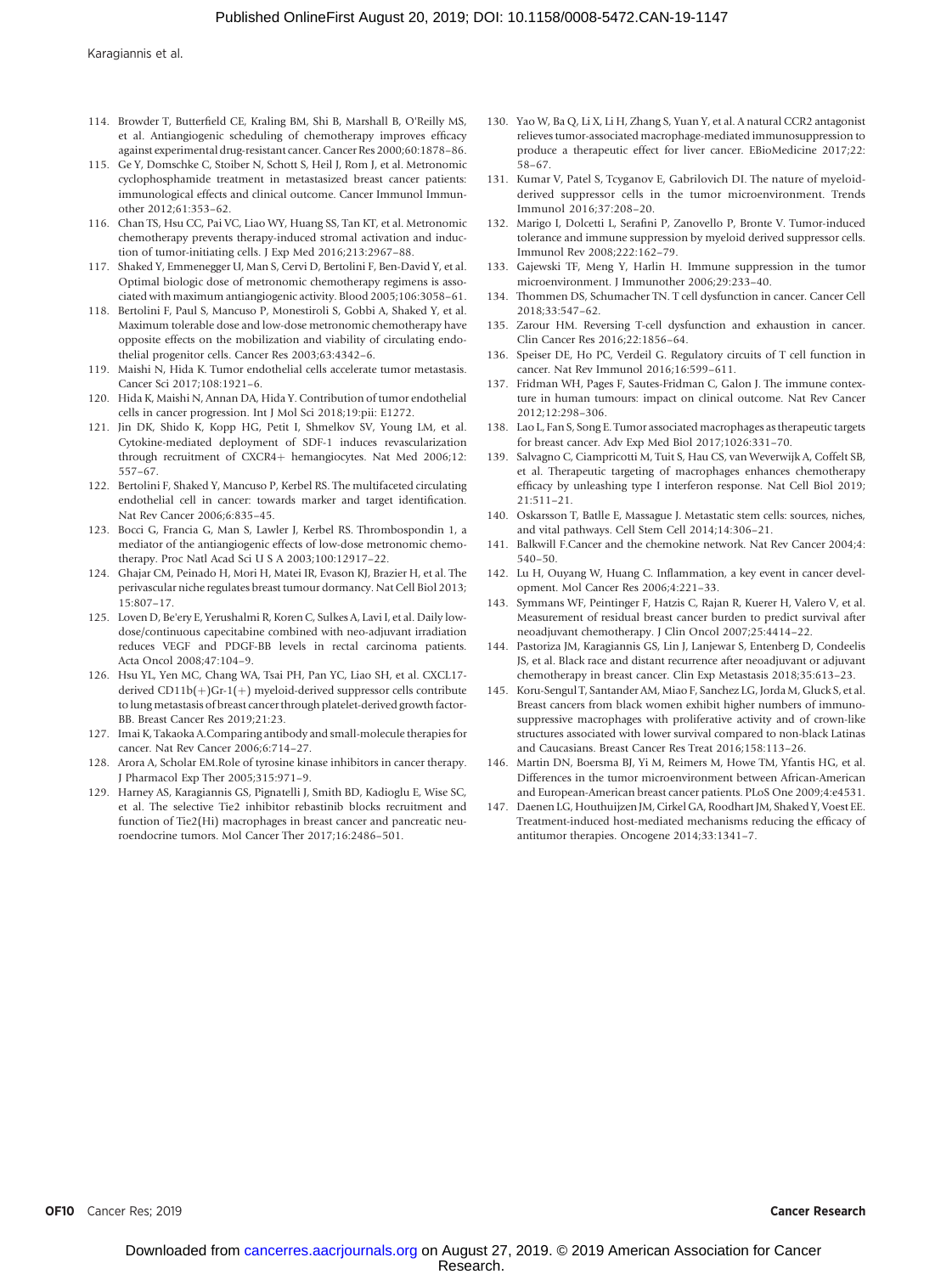114. Browder T, Butterfield CE, Kraling BM, Shi B, Marshall B, O'Reilly MS, et al. Antiangiogenic scheduling of chemotherapy improves efficacy against experimental drug-resistant cancer. Cancer Res 2000;60:1878–86.
115. Ge Y, Domschke C, Stoiber N, Schott S, Heil J, Rom J, et al. Metronomic cyclophosphamide treatment in metastasized breast cancer patients: immunological effects and clinical outcome. Cancer Immunol Immunother 2012;61:353–62.
116. Chan TS, Hsu CC, Pai VC, Liao WY, Huang SS, Tan KT, et al. Metronomic chemotherapy prevents therapy-induced stromal activation and induction of tumor-initiating cells. J Exp Med 2016;213:2967–88.
117. Shaked Y, Emmenegger U, Man S, Cervi D, Bertolini F, Ben-David Y, et al. Optimal biologic dose of metronomic chemotherapy regimens is associated with maximum antiangiogenic activity. Blood 2005;106:3058–61.
118. Bertolini F, Paul S, Mancuso P, Monestiroli S, Gobbi A, Shaked Y, et al. Maximum tolerable dose and low-dose metronomic chemotherapy have opposite effects on the mobilization and viability of circulating endothelial progenitor cells. Cancer Res 2003;63:4342–6.
119. Maishi N, Hida K. Tumor endothelial cells accelerate tumor metastasis. Cancer Sci 2017;108:1921–6.
120. Hida K, Maishi N, Annan DA, Hida Y. Contribution of tumor endothelial cells in cancer progression. Int J Mol Sci 2018;19:pii: E1272.
121. Jin DK, Shido K, Kopp HG, Petit I, Shmelkov SV, Young LM, et al. Cytokine-mediated deployment of SDF-1 induces revascularization through recruitment of CXCR4+ hemangiocytes. Nat Med 2006;12:557–67.
122. Bertolini F, Shaked Y, Mancuso P, Kerbel RS. The multifaceted circulating endothelial cell in cancer: towards marker and target identification. Nat Rev Cancer 2006;6:835–45.
123. Bocci G, Francia G, Man S, Lawler J, Kerbel RS. Thrombospondin 1, a mediator of the antiangiogenic effects of low-dose metronomic chemotherapy. Proc Natl Acad Sci U S A 2003;100:12917–22.
124. Ghajar CM, Peinado H, Mori H, Matei IR, Evason KJ, Brazier H, et al. The perivascular niche regulates breast tumour dormancy. Nat Cell Biol 2013;15:807–17.
125. Loven D, Be'ery E, Yerushalmi R, Koren C, Sulkes A, Lavi I, et al. Daily low-dose/continuous capecitabine combined with neo-adjuvant irradiation reduces VEGF and PDGF-BB levels in rectal carcinoma patients. Acta Oncol 2008;47:104–9.
126. Hsu YL, Yen MC, Chang WA, Tsai PH, Pan YC, Liao SH, et al. CXCL17-derived CD11b(+)Gr-1(+) myeloid-derived suppressor cells contribute to lung metastasis of breast cancer through platelet-derived growth factor-BB. Breast Cancer Res 2019;21:23.
127. Imai K, Takaoka A.Comparing antibody and small-molecule therapies for cancer. Nat Rev Cancer 2006;6:714–27.
128. Arora A, Scholar EM.Role of tyrosine kinase inhibitors in cancer therapy. J Pharmacol Exp Ther 2005;315:971–9.
129. Harney AS, Karagiannis GS, Pignatelli J, Smith BD, Kadioglu E, Wise SC, et al. The selective Tie2 inhibitor rebastinib blocks recruitment and function of Tie2(Hi) macrophages in breast cancer and pancreatic neuroendocrine tumors. Mol Cancer Ther 2017;16:2486–501.
130. Yao W, Ba Q, Li X, Li H, Zhang S, Yuan Y, et al. A natural CCR2 antagonist relieves tumor-associated macrophage-mediated immunosuppression to produce a therapeutic effect for liver cancer. EBioMedicine 2017;22:58–67.
131. Kumar V, Patel S, Tcyganov E, Gabrilovich DI. The nature of myeloid-derived suppressor cells in the tumor microenvironment. Trends Immunol 2016;37:208–20.
132. Marigo I, Dolcetti L, Serafini P, Zanovello P, Bronte V. Tumor-induced tolerance and immune suppression by myeloid derived suppressor cells. Immunol Rev 2008;222:162–79.
133. Gajewski TF, Meng Y, Harlin H. Immune suppression in the tumor microenvironment. J Immunother 2006;29:233–40.
134. Thommen DS, Schumacher TN. T cell dysfunction in cancer. Cancer Cell 2018;33:547–62.
135. Zarour HM. Reversing T-cell dysfunction and exhaustion in cancer. Clin Cancer Res 2016;22:1856–64.
136. Speiser DE, Ho PC, Verdeil G. Regulatory circuits of T cell function in cancer. Nat Rev Immunol 2016;16:599–611.
137. Fridman WH, Pages F, Sautes-Fridman C, Galon J. The immune contexture in human tumours: impact on clinical outcome. Nat Rev Cancer 2012;12:298–306.
138. Lao L, Fan S, Song E. Tumor associated macrophages as therapeutic targets for breast cancer. Adv Exp Med Biol 2017;1026:331–70.
139. Salvagno C, Ciampricotti M, Tuit S, Hau CS, van Weverwijk A, Coffelt SB, et al. Therapeutic targeting of macrophages enhances chemotherapy efficacy by unleashing type I interferon response. Nat Cell Biol 2019;21:511–21.
140. Oskarsson T, Batlle E, Massague J. Metastatic stem cells: sources, niches, and vital pathways. Cell Stem Cell 2014;14:306–21.
141. Balkwill F.Cancer and the chemokine network. Nat Rev Cancer 2004;4:540–50.
142. Lu H, Ouyang W, Huang C. Inflammation, a key event in cancer development. Mol Cancer Res 2006;4:221–33.
143. Symmans WF, Peintinger F, Hatzis C, Rajan R, Kuerer H, Valero V, et al. Measurement of residual breast cancer burden to predict survival after neoadjuvant chemotherapy. J Clin Oncol 2007;25:4414–22.
144. Pastoriza JM, Karagiannis GS, Lin J, Lanjewar S, Entenberg D, Condeelis JS, et al. Black race and distant recurrence after neoadjuvant or adjuvant chemotherapy in breast cancer. Clin Exp Metastasis 2018;35:613–23.
145. Koru-Sengul T, Santander AM, Miao F, Sanchez LG, Jorda M, Gluck S, et al. Breast cancers from black women exhibit higher numbers of immunosuppressive macrophages with proliferative activity and of crown-like structures associated with lower survival compared to non-black Latinas and Caucasians. Breast Cancer Res Treat 2016;158:113–26.
146. Martin DN, Boersma BJ, Yi M, Reimers M, Howe TM, Yfantis HG, et al. Differences in the tumor microenvironment between African-American and European-American breast cancer patients. PLoS One 2009;4:e4531.
147. Daenen LG, Houthuijzen JM, Cirkel GA, Roodhart JM, Shaked Y, Voest EE. Treatment-induced host-mediated mechanisms reducing the efficacy of antitumor therapies. Oncogene 2014;33:1341–7.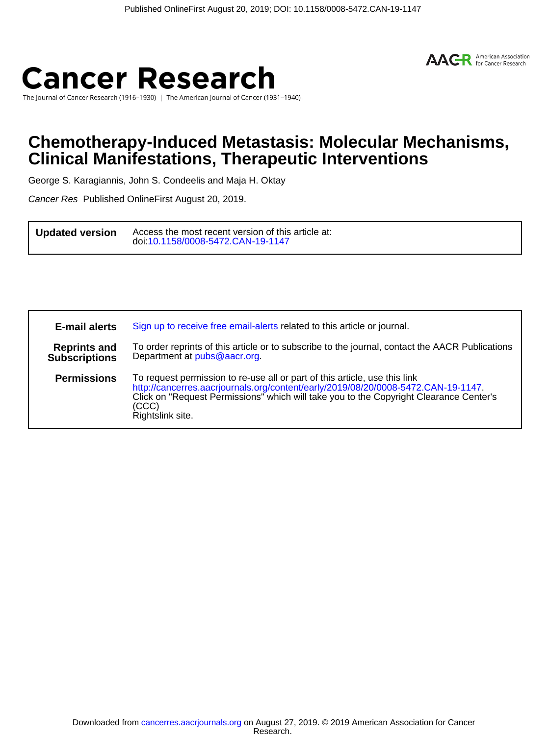Published OnlineFirst August 20, 2019; DOI: 10.1158/0008-5472.CAN-19-1147

# Cancer Research

The Journal of Cancer Research (1916–1930) | The American Journal of Cancer (1931–1940)

AACR American Association for Cancer Research

## Chemotherapy-Induced Metastasis: Molecular Mechanisms, Clinical Manifestations, Therapeutic Interventions

George S. Karagiannis, John S. Condeelis and Maja H. Oktay

*Cancer Res* Published OnlineFirst August 20, 2019.

| | |
|---|---|
| **Updated version** | Access the most recent version of this article at: doi:10.1158/0008-5472.CAN-19-1147 |

| | |
|---|---|
| **E-mail alerts** | Sign up to receive free email-alerts related to this article or journal. |
| **Reprints and Subscriptions** | To order reprints of this article or to subscribe to the journal, contact the AACR Publications Department at pubs@aacr.org. |
| **Permissions** | To request permission to re-use all or part of this article, use this link http://cancerres.aacrjournals.org/content/early/2019/08/20/0008-5472.CAN-19-1147. Click on "Request Permissions" which will take you to the Copyright Clearance Center's (CCC) Rightslink site. |

Downloaded from cancerres.aacrjournals.org on August 27, 2019. © 2019 American Association for Cancer Research.